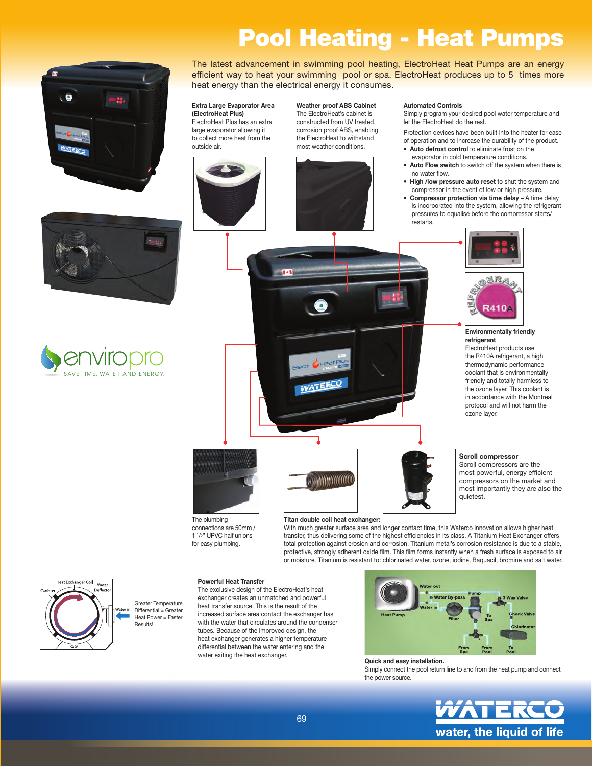# Pool Heating - Heat Pumps

The latest advancement in swimming pool heating, ElectroHeat Heat Pumps are an energy efficient way to heat your swimming pool or spa. ElectroHeat produces up to 5 times more heat energy than the electrical energy it consumes.

**Extra Large Evaporator Area (ElectroHeat Plus)**
ElectroHeat Plus has an extra large evaporator allowing it to collect more heat from the outside air.

**Weather proof ABS Cabinet**
The ElectroHeat's cabinet is constructed from UV treated, corrosion proof ABS, enabling the ElectroHeat to withstand most weather conditions.

**Automated Controls**
Simply program your desired pool water temperature and let the ElectroHeat do the rest.

Protection devices have been built into the heater for ease of operation and to increase the durability of the product.

- **Auto defrost control** to eliminate frost on the evaporator in cold temperature conditions.
- **Auto Flow switch** to switch off the system when there is no water flow.
- **High /low pressure auto reset** to shut the system and compressor in the event of low or high pressure.
- **Compressor protection via time delay –** A time delay is incorporated into the system, allowing the refrigerant pressures to equalise before the compressor starts/ restarts.

**Environmentally friendly refrigerant**
ElectroHeat products use the R410A refrigerant, a high thermodynamic performance coolant that is environmentally friendly and totally harmless to the ozone layer. This coolant is in accordance with the Montreal protocol and will not harm the ozone layer.

enviropro
SAVE TIME, WATER AND ENERGY.

The plumbing connections are 50mm / 1 ½" UPVC half unions for easy plumbing.

**Titan double coil heat exchanger:**
With much greater surface area and longer contact time, this Waterco innovation allows higher heat transfer, thus delivering some of the highest efficiencies in its class. A Titanium Heat Exchanger offers total protection against erosion and corrosion. Titanium metal's corrosion resistance is due to a stable, protective, strongly adherent oxide film. This film forms instantly when a fresh surface is exposed to air or moisture. Titanium is resistant to: chlorinated water, ozone, iodine, Baquacil, bromine and salt water.

**Scroll compressor**
Scroll compressors are the most powerful, most energy efficient compressors on the market and most importantly they are also the quietest.

Greater Temperature Differential = Greater Heat Power = Faster Results!

**Powerful Heat Transfer**
The exclusive design of the ElectroHeat's heat exchanger creates an unmatched and powerful heat transfer source. This is the result of the increased surface area contact the exchanger has with the water that circulates around the condenser tubes. Because of the improved design, the heat exchanger generates a higher temperature differential between the water entering and the water exiting the heat exchanger.

**Quick and easy installation.**
Simply connect the pool return line to and from the heat pump and connect the power source.

WATERCO
water, the liquid of life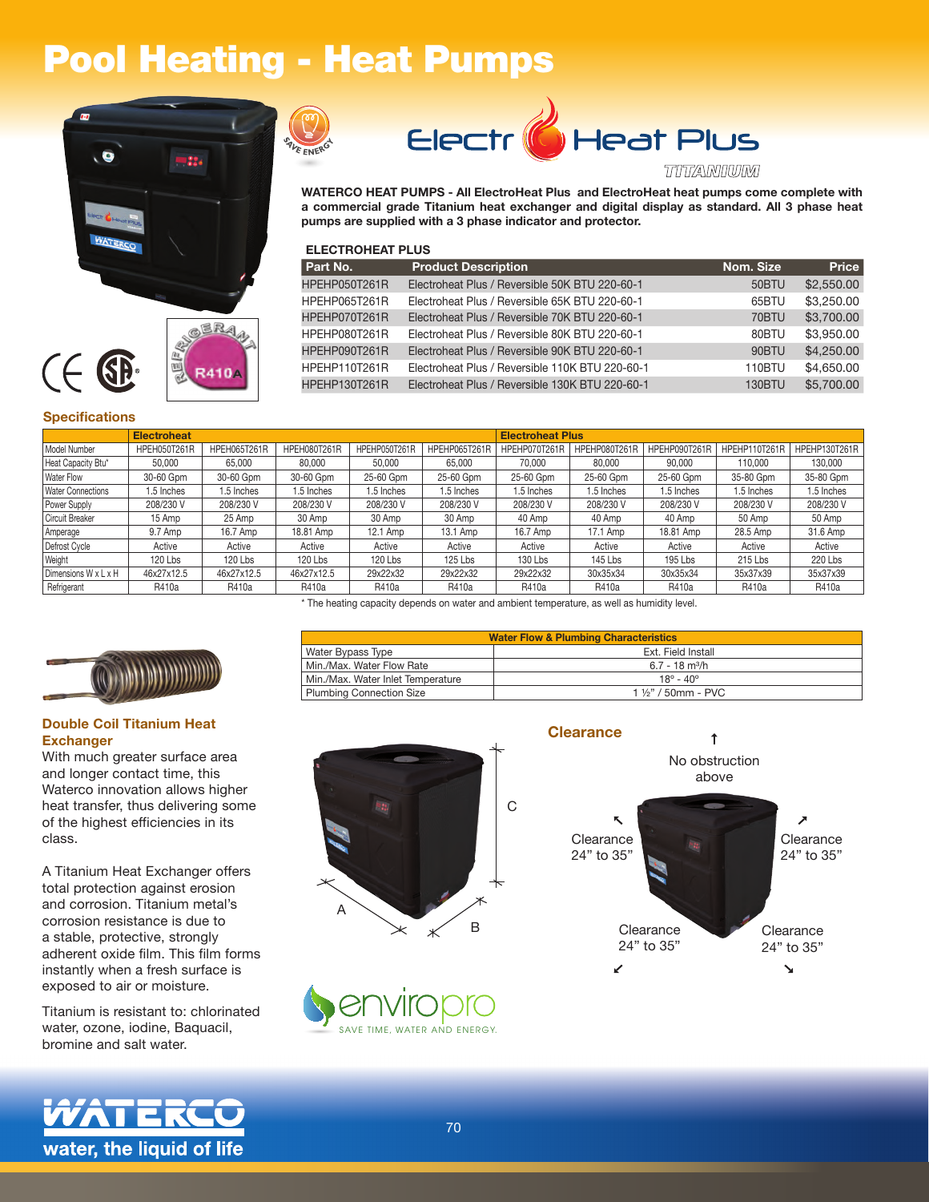# Pool Heating - Heat Pumps

## Electro Heat Plus TITANIUM

**WATERCO HEAT PUMPS - All ElectroHeat Plus and ElectroHeat heat pumps come complete with a commercial grade Titanium heat exchanger and digital display as standard. All 3 phase heat pumps are supplied with a 3 phase indicator and protector.**

### ELECTROHEAT PLUS

| Part No. | Product Description | Nom. Size | Price |
|---|---|---|---|
| HPEHP050T261R | Electroheat Plus / Reversible 50K BTU 220-60-1 | 50BTU | $2,550.00 |
| HPEHP065T261R | Electroheat Plus / Reversible 65K BTU 220-60-1 | 65BTU | $3,250.00 |
| HPEHP070T261R | Electroheat Plus / Reversible 70K BTU 220-60-1 | 70BTU | $3,700.00 |
| HPEHP080T261R | Electroheat Plus / Reversible 80K BTU 220-60-1 | 80BTU | $3,950.00 |
| HPEHP090T261R | Electroheat Plus / Reversible 90K BTU 220-60-1 | 90BTU | $4,250.00 |
| HPEHP110T261R | Electroheat Plus / Reversible 110K BTU 220-60-1 | 110BTU | $4,650.00 |
| HPEHP130T261R | Electroheat Plus / Reversible 130K BTU 220-60-1 | 130BTU | $5,700.00 |

REFRIGERANT R410A

### Specifications

| | Electroheat | | | Electroheat Plus | | | | | | |
|---|---|---|---|---|---|---|---|---|---|---|
| Model Number | HPEH050T261R | HPEH065T261R | HPEH080T261R | HPEHP050T261R | HPEHP065T261R | HPEHP070T261R | HPEHP080T261R | HPEHP090T261R | HPEHP110T261R | HPEHP130T261R |
| Heat Capacity Btu* | 50,000 | 65,000 | 80,000 | 50,000 | 65,000 | 70,000 | 80,000 | 90,000 | 110,000 | 130,000 |
| Water Flow | 30-60 Gpm | 30-60 Gpm | 30-60 Gpm | 25-60 Gpm | 25-60 Gpm | 25-60 Gpm | 25-60 Gpm | 25-60 Gpm | 35-80 Gpm | 35-80 Gpm |
| Water Connections | 1.5 Inches | 1.5 Inches | 1.5 Inches | 1.5 Inches | 1.5 Inches | 1.5 Inches | 1.5 Inches | 1.5 Inches | 1.5 Inches | 1.5 Inches |
| Power Supply | 208/230 V | 208/230 V | 208/230 V | 208/230 V | 208/230 V | 208/230 V | 208/230 V | 208/230 V | 208/230 V | 208/230 V |
| Circuit Breaker | 15 Amp | 25 Amp | 30 Amp | 30 Amp | 30 Amp | 40 Amp | 40 Amp | 40 Amp | 50 Amp | 50 Amp |
| Amperage | 9.7 Amp | 16.7 Amp | 18.81 Amp | 12.1 Amp | 13.1 Amp | 16.7 Amp | 17.1 Amp | 18.81 Amp | 28.5 Amp | 31.6 Amp |
| Defrost Cycle | Active | Active | Active | Active | Active | Active | Active | Active | Active | Active |
| Weight | 120 Lbs | 120 Lbs | 120 Lbs | 120 Lbs | 125 Lbs | 130 Lbs | 145 Lbs | 195 Lbs | 215 Lbs | 220 Lbs |
| Dimensions W x L x H | 46x27x12.5 | 46x27x12.5 | 46x27x12.5 | 29x22x32 | 29x22x32 | 29x22x32 | 30x35x34 | 30x35x34 | 35x37x39 | 35x37x39 |
| Refrigerant | R410a | R410a | R410a | R410a | R410a | R410a | R410a | R410a | R410a | R410a |

\* The heating capacity depends on water and ambient temperature, as well as humidity level.

| Water Flow & Plumbing Characteristics | |
|---|---|
| Water Bypass Type | Ext. Field Install |
| Min./Max. Water Flow Rate | 6.7 - 18 m³/h |
| Min./Max. Water Inlet Temperature | 18º - 40º |
| Plumbing Connection Size | 1 ½" / 50mm - PVC |

### Double Coil Titanium Heat Exchanger

With much greater surface area and longer contact time, this Waterco innovation allows higher heat transfer, thus delivering some of the highest efficiencies in its class.

A Titanium Heat Exchanger offers total protection against erosion and corrosion. Titanium metal's corrosion resistance is due to a stable, protective, strongly adherent oxide film. This film forms instantly when a fresh surface is exposed to air or moisture.

Titanium is resistant to: chlorinated water, ozone, iodine, Baquacil, bromine and salt water.

### Clearance

No obstruction above

Clearance 24" to 35"

Clearance 24" to 35"

Clearance 24" to 35"

Clearance 24" to 35"

enviropro SAVE TIME, WATER AND ENERGY.

WATERCO water, the liquid of life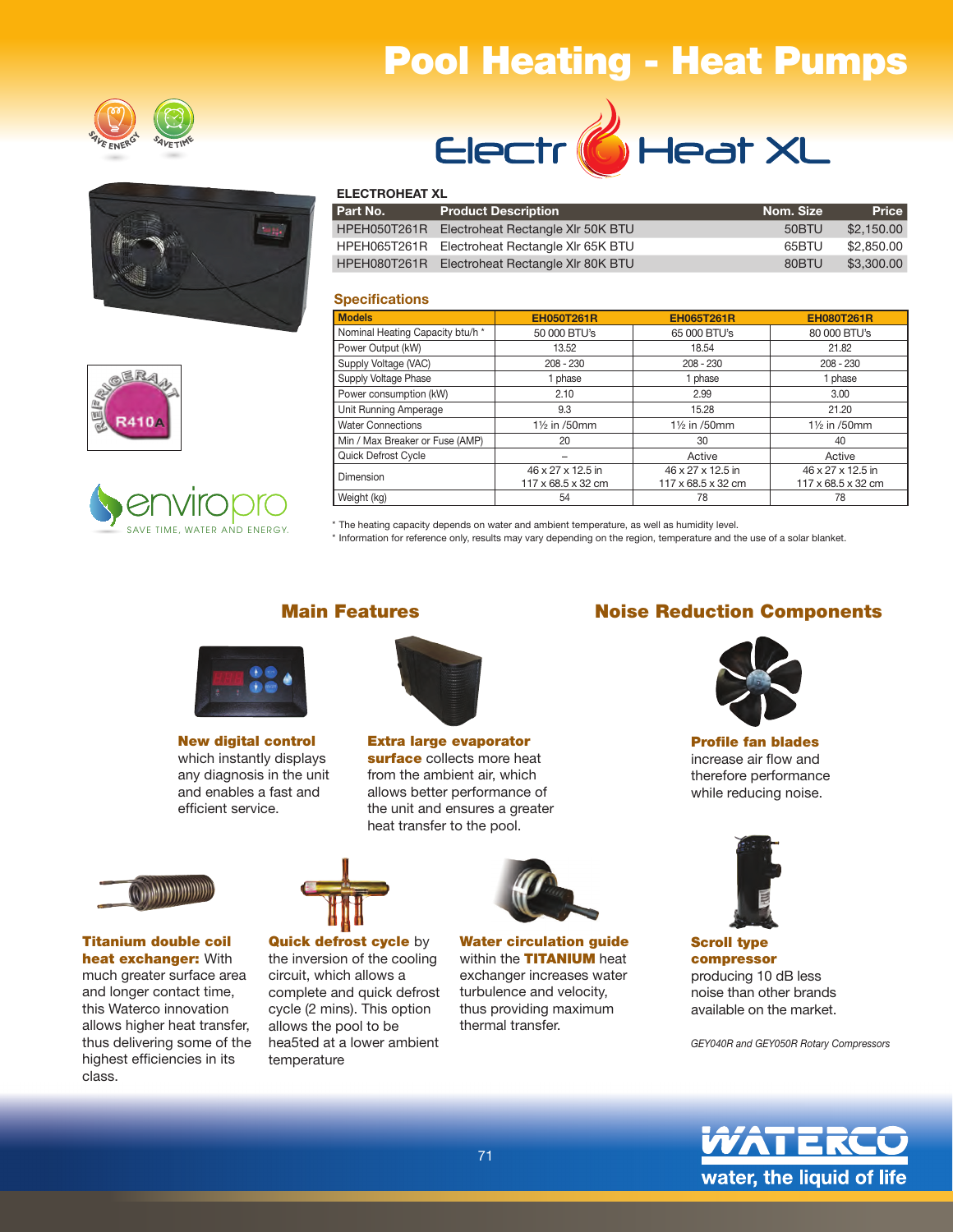# Pool Heating - Heat Pumps

SAVE ENERGY SAVE TIME

Electro Heat XL

### ELECTROHEAT XL

| Part No. | Product Description | Nom. Size | Price |
|---|---|---|---|
| HPEH050T261R | Electroheat Rectangle Xlr 50K BTU | 50BTU | $2,150.00 |
| HPEH065T261R | Electroheat Rectangle Xlr 65K BTU | 65BTU | $2,850.00 |
| HPEH080T261R | Electroheat Rectangle Xlr 80K BTU | 80BTU | $3,300.00 |

REFRIGERANT R410A

enviropro SAVE TIME, WATER AND ENERGY.

### Specifications

| Models | EH050T261R | EH065T261R | EH080T261R |
|---|---|---|---|
| Nominal Heating Capacity btu/h * | 50 000 BTU's | 65 000 BTU's | 80 000 BTU's |
| Power Output (kW) | 13.52 | 18.54 | 21.82 |
| Supply Voltage (VAC) | 208 - 230 | 208 - 230 | 208 - 230 |
| Supply Voltage Phase | 1 phase | 1 phase | 1 phase |
| Power consumption (kW) | 2.10 | 2.99 | 3.00 |
| Unit Running Amperage | 9.3 | 15.28 | 21.20 |
| Water Connections | 1½ in /50mm | 1½ in /50mm | 1½ in /50mm |
| Min / Max Breaker or Fuse (AMP) | 20 | 30 | 40 |
| Quick Defrost Cycle | – | Active | Active |
| Dimension | 46 x 27 x 12.5 in 117 x 68.5 x 32 cm | 46 x 27 x 12.5 in 117 x 68.5 x 32 cm | 46 x 27 x 12.5 in 117 x 68.5 x 32 cm |
| Weight (kg) | 54 | 78 | 78 |

* The heating capacity depends on water and ambient temperature, as well as humidity level.
* Information for reference only, results may vary depending on the region, temperature and the use of a solar blanket.

## Main Features

**New digital control** which instantly displays any diagnosis in the unit and enables a fast and efficient service.

**Extra large evaporator surface** collects more heat from the ambient air, which allows better performance of the unit and ensures a greater heat transfer to the pool.

**Titanium double coil heat exchanger:** With much greater surface area and longer contact time, this Waterco innovation allows higher heat transfer, thus delivering some of the highest efficiencies in its class.

**Quick defrost cycle** by the inversion of the cooling circuit, which allows a complete and quick defrost cycle (2 mins). This option allows the pool to be hea5ted at a lower ambient temperature

**Water circulation guide** within the **TITANIUM** heat exchanger increases water turbulence and velocity, thus providing maximum thermal transfer.

## Noise Reduction Components

**Profile fan blades** increase air flow and therefore performance while reducing noise.

**Scroll type compressor** producing 10 dB less noise than other brands available on the market.

*GEY040R and GEY050R Rotary Compressors*

WATERCO water, the liquid of life